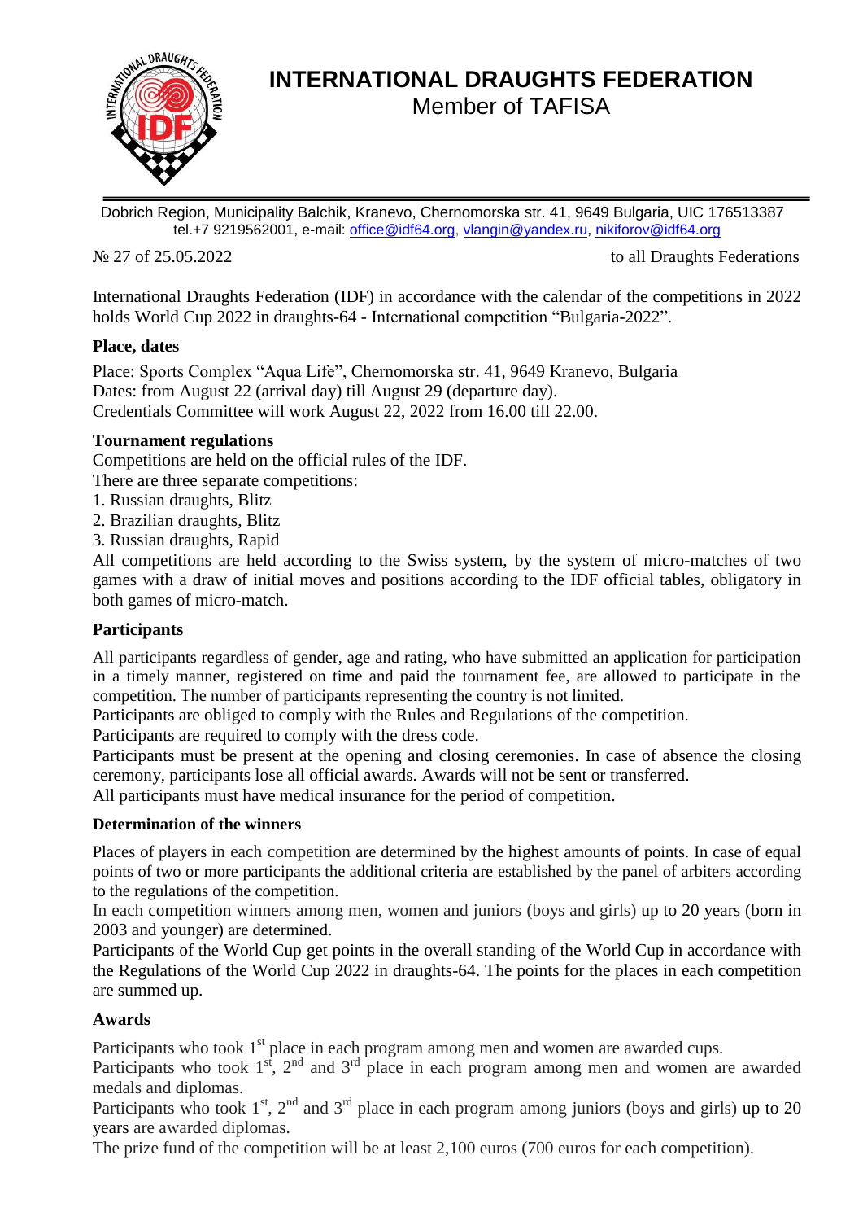# INTERNATIONAL DRAUGHTS FEDERATION

Member of TAFISA

Dobrich Region, Municipality Balchik, Kranevo, Chernomorska str. 41, 9649 Bulgaria, UIC 176513387
tel.+7 9219562001, e-mail: office@idf64.org, vlangin@yandex.ru, nikiforov@idf64.org

№ 27 of 25.05.2022 to all Draughts Federations

International Draughts Federation (IDF) in accordance with the calendar of the competitions in 2022 holds World Cup 2022 in draughts-64 - International competition "Bulgaria-2022".

**Place, dates**

Place: Sports Complex "Aqua Life", Chernomorska str. 41, 9649 Kranevo, Bulgaria
Dates: from August 22 (arrival day) till August 29 (departure day).
Credentials Committee will work August 22, 2022 from 16.00 till 22.00.

**Tournament regulations**

Competitions are held on the official rules of the IDF.
There are three separate competitions:
1. Russian draughts, Blitz
2. Brazilian draughts, Blitz
3. Russian draughts, Rapid

All competitions are held according to the Swiss system, by the system of micro-matches of two games with a draw of initial moves and positions according to the IDF official tables, obligatory in both games of micro-match.

**Participants**

All participants regardless of gender, age and rating, who have submitted an application for participation in a timely manner, registered on time and paid the tournament fee, are allowed to participate in the competition. The number of participants representing the country is not limited.
Participants are obliged to comply with the Rules and Regulations of the competition.
Participants are required to comply with the dress code.
Participants must be present at the opening and closing ceremonies. In case of absence the closing ceremony, participants lose all official awards. Awards will not be sent or transferred.
All participants must have medical insurance for the period of competition.

**Determination of the winners**

Places of players in each competition are determined by the highest amounts of points. In case of equal points of two or more participants the additional criteria are established by the panel of arbiters according to the regulations of the competition.
In each competition winners among men, women and juniors (boys and girls) up to 20 years (born in 2003 and younger) are determined.
Participants of the World Cup get points in the overall standing of the World Cup in accordance with the Regulations of the World Cup 2022 in draughts-64. The points for the places in each competition are summed up.

**Awards**

Participants who took 1st place in each program among men and women are awarded cups.
Participants who took 1st, 2nd and 3rd place in each program among men and women are awarded medals and diplomas.
Participants who took 1st, 2nd and 3rd place in each program among juniors (boys and girls) up to 20 years are awarded diplomas.
The prize fund of the competition will be at least 2,100 euros (700 euros for each competition).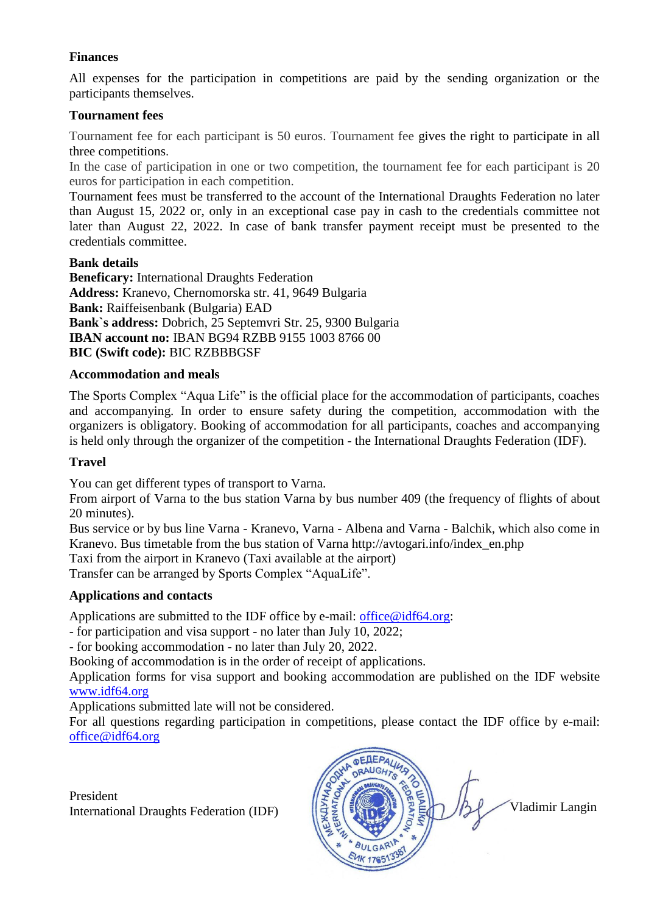**Finances**

All expenses for the participation in competitions are paid by the sending organization or the participants themselves.

**Tournament fees**

Tournament fee for each participant is 50 euros. Tournament fee gives the right to participate in all three competitions.
In the case of participation in one or two competition, the tournament fee for each participant is 20 euros for participation in each competition.
Tournament fees must be transferred to the account of the International Draughts Federation no later than August 15, 2022 or, only in an exceptional case pay in cash to the credentials committee not later than August 22, 2022. In case of bank transfer payment receipt must be presented to the credentials committee.

**Bank details**
**Beneficary:** International Draughts Federation
**Address:** Kranevo, Chernomorska str. 41, 9649 Bulgaria
**Bank:** Raiffeisenbank (Bulgaria) EAD
**Bank`s address:** Dobrich, 25 Septemvri Str. 25, 9300 Bulgaria
**IBAN account no:** IBAN BG94 RZBB 9155 1003 8766 00
**BIC (Swift code):** BIC RZBBBGSF

**Accommodation and meals**

The Sports Complex "Aqua Life" is the official place for the accommodation of participants, coaches and accompanying. In order to ensure safety during the competition, accommodation with the organizers is obligatory. Booking of accommodation for all participants, coaches and accompanying is held only through the organizer of the competition - the International Draughts Federation (IDF).

**Travel**

You can get different types of transport to Varna.
From airport of Varna to the bus station Varna by bus number 409 (the frequency of flights of about 20 minutes).
Bus service or by bus line Varna - Kranevo, Varna - Albena and Varna - Balchik, which also come in Kranevo. Bus timetable from the bus station of Varna http://avtogari.info/index_en.php
Taxi from the airport in Kranevo (Taxi available at the airport)
Transfer can be arranged by Sports Complex "AquaLife".

**Applications and contacts**

Applications are submitted to the IDF office by e-mail: office@idf64.org:
- for participation and visa support - no later than July 10, 2022;
- for booking accommodation - no later than July 20, 2022.

Booking of accommodation is in the order of receipt of applications.
Application forms for visa support and booking accommodation are published on the IDF website www.idf64.org
Applications submitted late will not be considered.
For all questions regarding participation in competitions, please contact the IDF office by e-mail: office@idf64.org

President
International Draughts Federation (IDF) Vladimir Langin